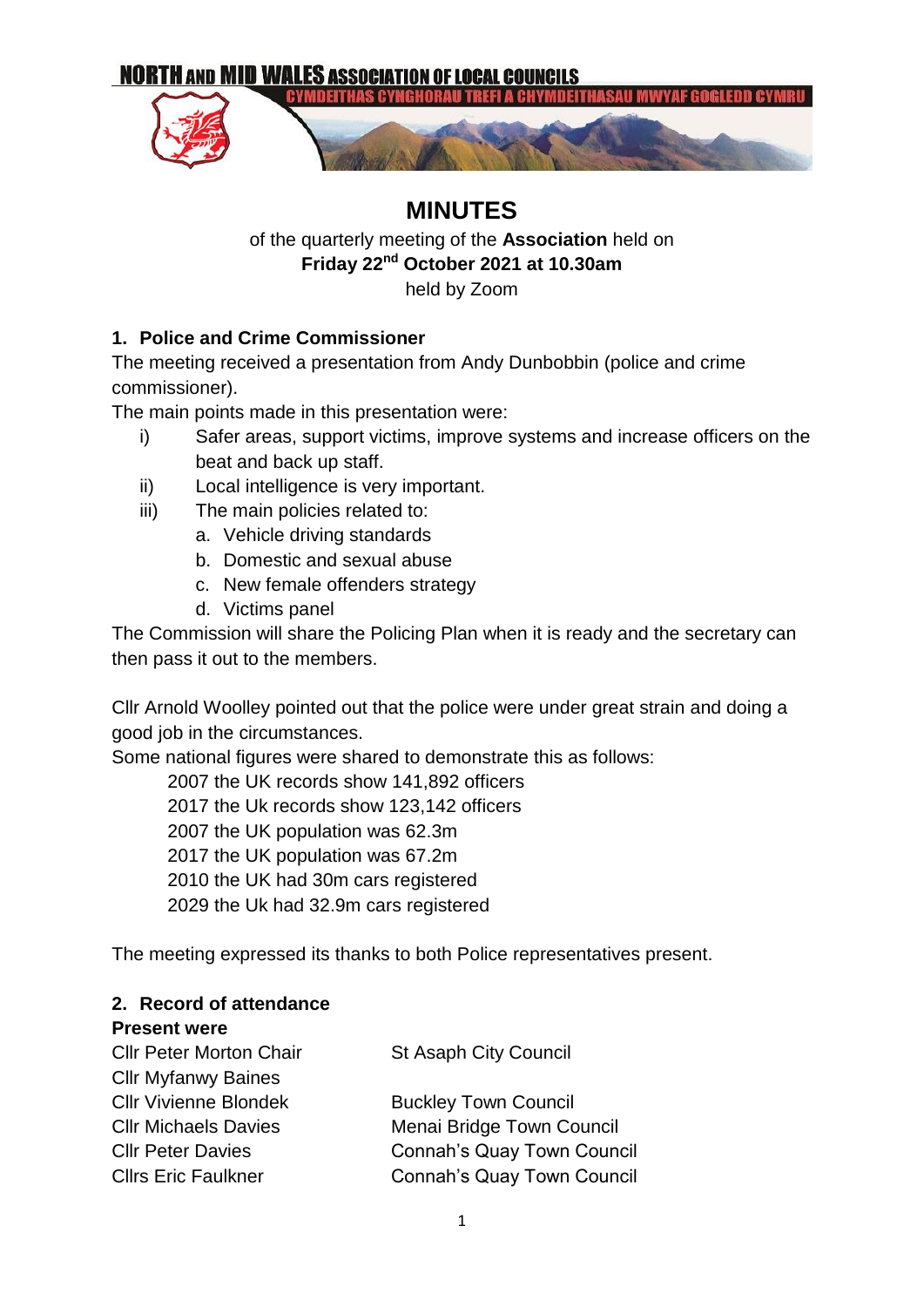# NORTH AND MID WALES ASSOCIATION OF LOCAL COUNCILS

CYMDEITHAS CYNGHORAU TREFI A CHYMDEITHASAU MWYAF GOGLEDD CYMRU

# MINUTES

of the quarterly meeting of the **Association** held on
**Friday 22nd October 2021 at 10.30am**
held by Zoom

## 1. Police and Crime Commissioner

The meeting received a presentation from Andy Dunbobbin (police and crime commissioner).

The main points made in this presentation were:

- i) Safer areas, support victims, improve systems and increase officers on the beat and back up staff.
- ii) Local intelligence is very important.
- iii) The main policies related to:
  - a. Vehicle driving standards
  - b. Domestic and sexual abuse
  - c. New female offenders strategy
  - d. Victims panel

The Commission will share the Policing Plan when it is ready and the secretary can then pass it out to the members.

Cllr Arnold Woolley pointed out that the police were under great strain and doing a good job in the circumstances.

Some national figures were shared to demonstrate this as follows:

2007 the UK records show 141,892 officers
2017 the Uk records show 123,142 officers
2007 the UK population was 62.3m
2017 the UK population was 67.2m
2010 the UK had 30m cars registered
2029 the Uk had 32.9m cars registered

The meeting expressed its thanks to both Police representatives present.

## 2. Record of attendance

**Present were**

| | |
|---|---|
| Cllr Peter Morton Chair | St Asaph City Council |
| Cllr Myfanwy Baines | |
| Cllr Vivienne Blondek | Buckley Town Council |
| Cllr Michaels Davies | Menai Bridge Town Council |
| Cllr Peter Davies | Connah's Quay Town Council |
| Cllrs Eric Faulkner | Connah's Quay Town Council |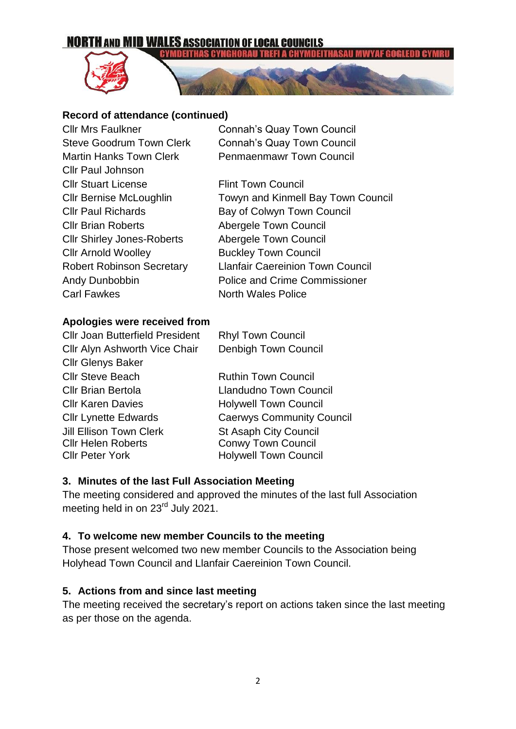**Record of attendance (continued)**

| | |
|---|---|
| Cllr Mrs Faulkner | Connah's Quay Town Council |
| Steve Goodrum Town Clerk | Connah's Quay Town Council |
| Martin Hanks Town Clerk | Penmaenmawr Town Council |
| Cllr Paul Johnson | |
| Cllr Stuart License | Flint Town Council |
| Cllr Bernise McLoughlin | Towyn and Kinmell Bay Town Council |
| Cllr Paul Richards | Bay of Colwyn Town Council |
| Cllr Brian Roberts | Abergele Town Council |
| Cllr Shirley Jones-Roberts | Abergele Town Council |
| Cllr Arnold Woolley | Buckley Town Council |
| Robert Robinson Secretary | Llanfair Caereinion Town Council |
| Andy Dunbobbin | Police and Crime Commissioner |
| Carl Fawkes | North Wales Police |

**Apologies were received from**

| | |
|---|---|
| Cllr Joan Butterfield President | Rhyl Town Council |
| Cllr Alyn Ashworth Vice Chair | Denbigh Town Council |
| Cllr Glenys Baker | |
| Cllr Steve Beach | Ruthin Town Council |
| Cllr Brian Bertola | Llandudno Town Council |
| Cllr Karen Davies | Holywell Town Council |
| Cllr Lynette Edwards | Caerwys Community Council |
| Jill Ellison Town Clerk | St Asaph City Council |
| Cllr Helen Roberts | Conwy Town Council |
| Cllr Peter York | Holywell Town Council |

### 3. Minutes of the last Full Association Meeting

The meeting considered and approved the minutes of the last full Association meeting held in on 23rd July 2021.

### 4. To welcome new member Councils to the meeting

Those present welcomed two new member Councils to the Association being Holyhead Town Council and Llanfair Caereinion Town Council.

### 5. Actions from and since last meeting

The meeting received the secretary's report on actions taken since the last meeting as per those on the agenda.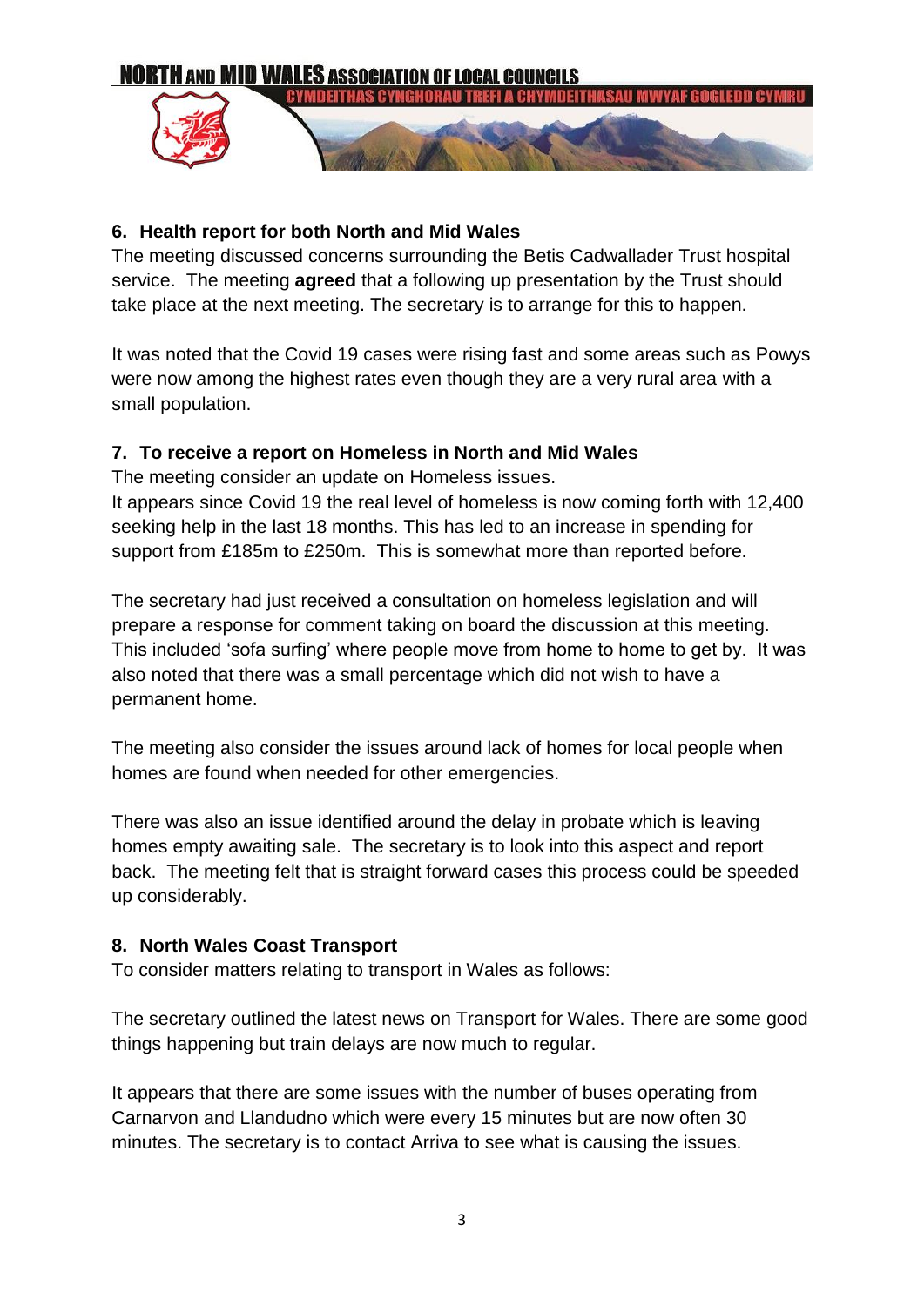### 6. Health report for both North and Mid Wales

The meeting discussed concerns surrounding the Betis Cadwallader Trust hospital service. The meeting **agreed** that a following up presentation by the Trust should take place at the next meeting. The secretary is to arrange for this to happen.

It was noted that the Covid 19 cases were rising fast and some areas such as Powys were now among the highest rates even though they are a very rural area with a small population.

### 7. To receive a report on Homeless in North and Mid Wales

The meeting consider an update on Homeless issues.
It appears since Covid 19 the real level of homeless is now coming forth with 12,400 seeking help in the last 18 months. This has led to an increase in spending for support from £185m to £250m. This is somewhat more than reported before.

The secretary had just received a consultation on homeless legislation and will prepare a response for comment taking on board the discussion at this meeting. This included 'sofa surfing' where people move from home to home to get by. It was also noted that there was a small percentage which did not wish to have a permanent home.

The meeting also consider the issues around lack of homes for local people when homes are found when needed for other emergencies.

There was also an issue identified around the delay in probate which is leaving homes empty awaiting sale. The secretary is to look into this aspect and report back. The meeting felt that is straight forward cases this process could be speeded up considerably.

### 8. North Wales Coast Transport

To consider matters relating to transport in Wales as follows:

The secretary outlined the latest news on Transport for Wales. There are some good things happening but train delays are now much to regular.

It appears that there are some issues with the number of buses operating from Carnarvon and Llandudno which were every 15 minutes but are now often 30 minutes. The secretary is to contact Arriva to see what is causing the issues.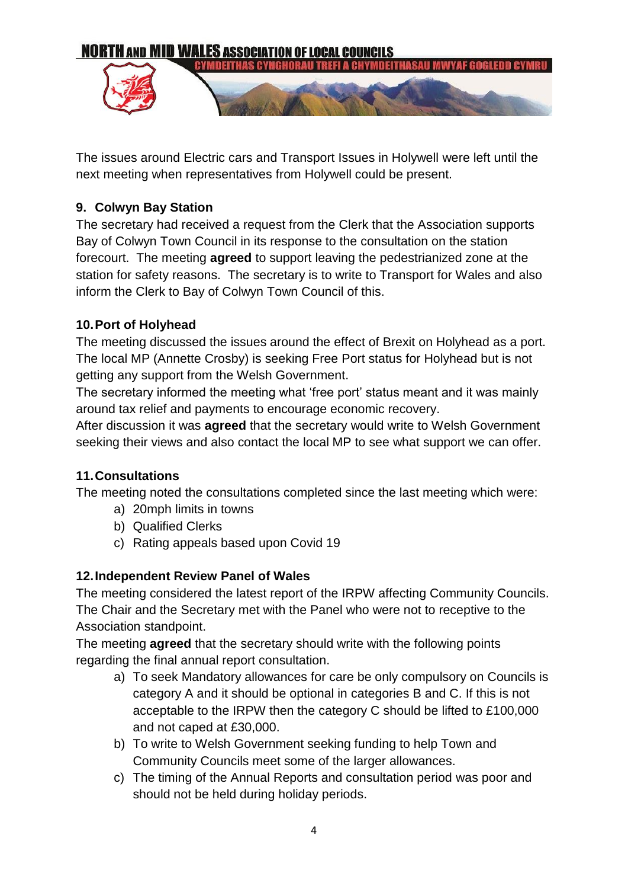The issues around Electric cars and Transport Issues in Holywell were left until the next meeting when representatives from Holywell could be present.

### 9. Colwyn Bay Station

The secretary had received a request from the Clerk that the Association supports Bay of Colwyn Town Council in its response to the consultation on the station forecourt. The meeting **agreed** to support leaving the pedestrianized zone at the station for safety reasons. The secretary is to write to Transport for Wales and also inform the Clerk to Bay of Colwyn Town Council of this.

### 10. Port of Holyhead

The meeting discussed the issues around the effect of Brexit on Holyhead as a port. The local MP (Annette Crosby) is seeking Free Port status for Holyhead but is not getting any support from the Welsh Government.

The secretary informed the meeting what 'free port' status meant and it was mainly around tax relief and payments to encourage economic recovery.

After discussion it was **agreed** that the secretary would write to Welsh Government seeking their views and also contact the local MP to see what support we can offer.

### 11. Consultations

The meeting noted the consultations completed since the last meeting which were:

a) 20mph limits in towns
b) Qualified Clerks
c) Rating appeals based upon Covid 19

### 12. Independent Review Panel of Wales

The meeting considered the latest report of the IRPW affecting Community Councils. The Chair and the Secretary met with the Panel who were not to receptive to the Association standpoint.

The meeting **agreed** that the secretary should write with the following points regarding the final annual report consultation.

a) To seek Mandatory allowances for care be only compulsory on Councils is category A and it should be optional in categories B and C. If this is not acceptable to the IRPW then the category C should be lifted to £100,000 and not caped at £30,000.
b) To write to Welsh Government seeking funding to help Town and Community Councils meet some of the larger allowances.
c) The timing of the Annual Reports and consultation period was poor and should not be held during holiday periods.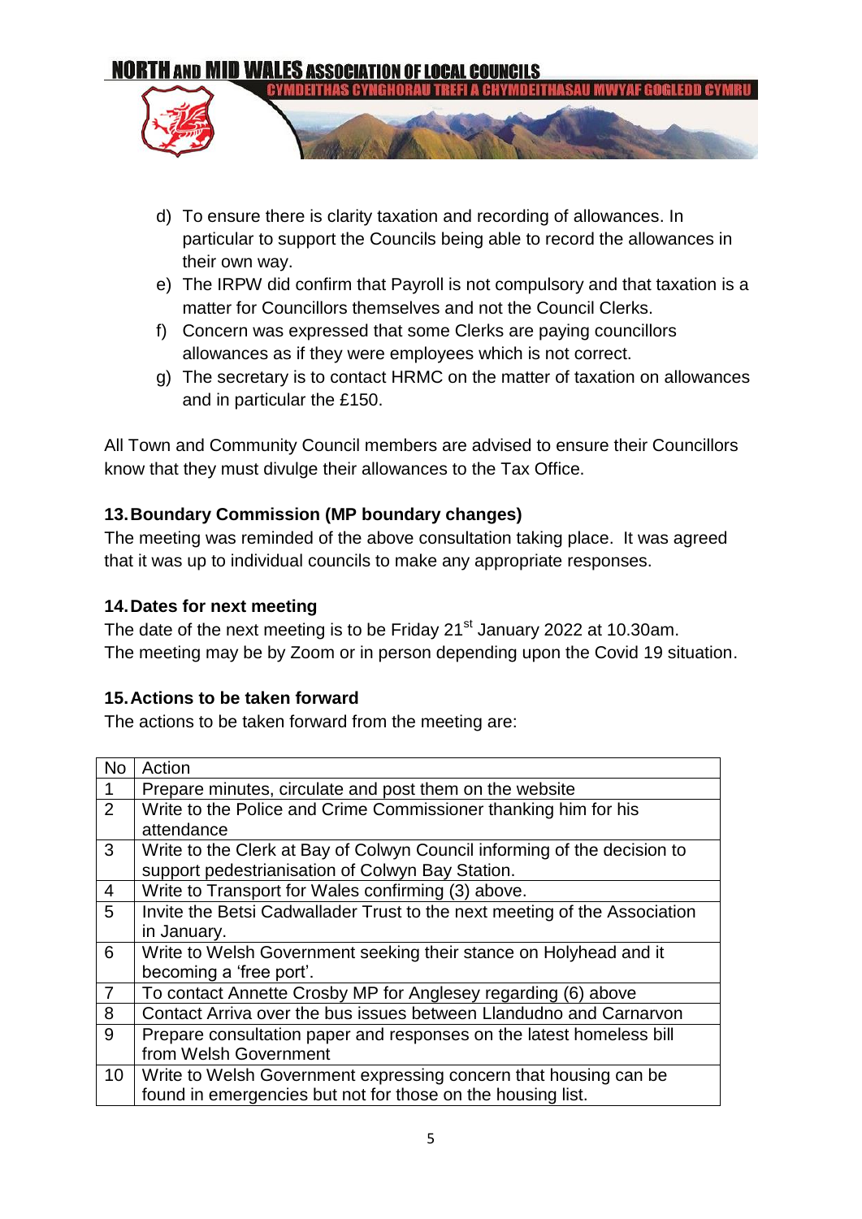d) To ensure there is clarity taxation and recording of allowances. In particular to support the Councils being able to record the allowances in their own way.
e) The IRPW did confirm that Payroll is not compulsory and that taxation is a matter for Councillors themselves and not the Council Clerks.
f) Concern was expressed that some Clerks are paying councillors allowances as if they were employees which is not correct.
g) The secretary is to contact HRMC on the matter of taxation on allowances and in particular the £150.

All Town and Community Council members are advised to ensure their Councillors know that they must divulge their allowances to the Tax Office.

### 13. Boundary Commission (MP boundary changes)

The meeting was reminded of the above consultation taking place. It was agreed that it was up to individual councils to make any appropriate responses.

### 14. Dates for next meeting

The date of the next meeting is to be Friday 21st January 2022 at 10.30am. The meeting may be by Zoom or in person depending upon the Covid 19 situation.

### 15. Actions to be taken forward

The actions to be taken forward from the meeting are:

| No | Action |
|---|---|
| 1 | Prepare minutes, circulate and post them on the website |
| 2 | Write to the Police and Crime Commissioner thanking him for his attendance |
| 3 | Write to the Clerk at Bay of Colwyn Council informing of the decision to support pedestrianisation of Colwyn Bay Station. |
| 4 | Write to Transport for Wales confirming (3) above. |
| 5 | Invite the Betsi Cadwallader Trust to the next meeting of the Association in January. |
| 6 | Write to Welsh Government seeking their stance on Holyhead and it becoming a 'free port'. |
| 7 | To contact Annette Crosby MP for Anglesey regarding (6) above |
| 8 | Contact Arriva over the bus issues between Llandudno and Carnarvon |
| 9 | Prepare consultation paper and responses on the latest homeless bill from Welsh Government |
| 10 | Write to Welsh Government expressing concern that housing can be found in emergencies but not for those on the housing list. |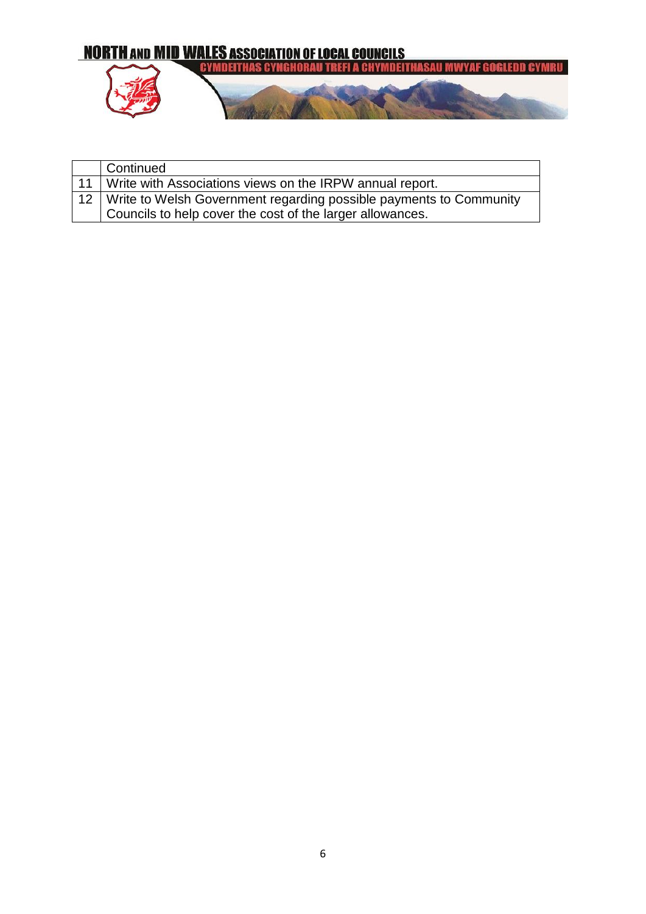| | |
|---|---|
| | Continued |
| 11 | Write with Associations views on the IRPW annual report. |
| 12 | Write to Welsh Government regarding possible payments to Community Councils to help cover the cost of the larger allowances. |